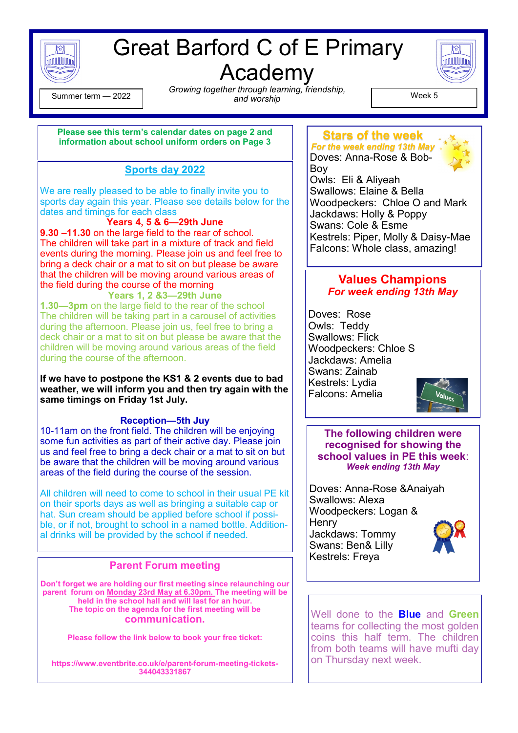# Great Barford C of E Primary Academy

Summer term — 2022

*Growing together through learning, friendship, and worship*

Week 5

**Please see this term's calendar dates on page 2 and information about school uniform orders on Page 3**

## Sports day 2022

We are really pleased to be able to finally invite you to sports day again this year. Please see details below for the dates and timings for each class

**Years 4, 5 & 6—29th June**

**9.30 –11.30** on the large field to the rear of school. The children will take part in a mixture of track and field events during the morning. Please join us and feel free to bring a deck chair or a mat to sit on but please be aware that the children will be moving around various areas of the field during the course of the morning

**Years 1, 2 &3—29th June**

**1.30—3pm** on the large field to the rear of the school The children will be taking part in a carousel of activities during the afternoon. Please join us, feel free to bring a deck chair or a mat to sit on but please be aware that the children will be moving around various areas of the field during the course of the afternoon.

**If we have to postpone the KS1 & 2 events due to bad weather, we will inform you and then try again with the same timings on Friday 1st July.**

**Reception—5th Juy**

10-11am on the front field. The children will be enjoying some fun activities as part of their active day. Please join us and feel free to bring a deck chair or a mat to sit on but be aware that the children will be moving around various areas of the field during the course of the session.

All children will need to come to school in their usual PE kit on their sports days as well as bringing a suitable cap or hat. Sun cream should be applied before school if possible, or if not, brought to school in a named bottle. Additional drinks will be provided by the school if needed.

## Parent Forum meeting

**Don't forget we are holding our first meeting since relaunching our parent forum on Monday 23rd May at 6.30pm. The meeting will be held in the school hall and will last for an hour. The topic on the agenda for the first meeting will be communication.**

**Please follow the link below to book your free ticket:**

**https://www.eventbrite.co.uk/e/parent-forum-meeting-tickets-344043331867**

## Stars of the week

***For the week ending 13th May***

Doves: Anna-Rose & Bob-Boy
Owls: Eli & Aliyeah
Swallows: Elaine & Bella
Woodpeckers: Chloe O and Mark
Jackdaws: Holly & Poppy
Swans: Cole & Esme
Kestrels: Piper, Molly & Daisy-Mae
Falcons: Whole class, amazing!

## Values Champions

***For week ending 13th May***

Doves: Rose
Owls: Teddy
Swallows: Flick
Woodpeckers: Chloe S
Jackdaws: Amelia
Swans: Zainab
Kestrels: Lydia
Falcons: Amelia

## The following children were recognised for showing the school values in PE this week:

***Week ending 13th May***

Doves: Anna-Rose &Anaiyah
Swallows: Alexa
Woodpeckers: Logan & Henry
Jackdaws: Tommy
Swans: Ben& Lilly
Kestrels: Freya

Well done to the **Blue** and **Green** teams for collecting the most golden coins this half term. The children from both teams will have mufti day on Thursday next week.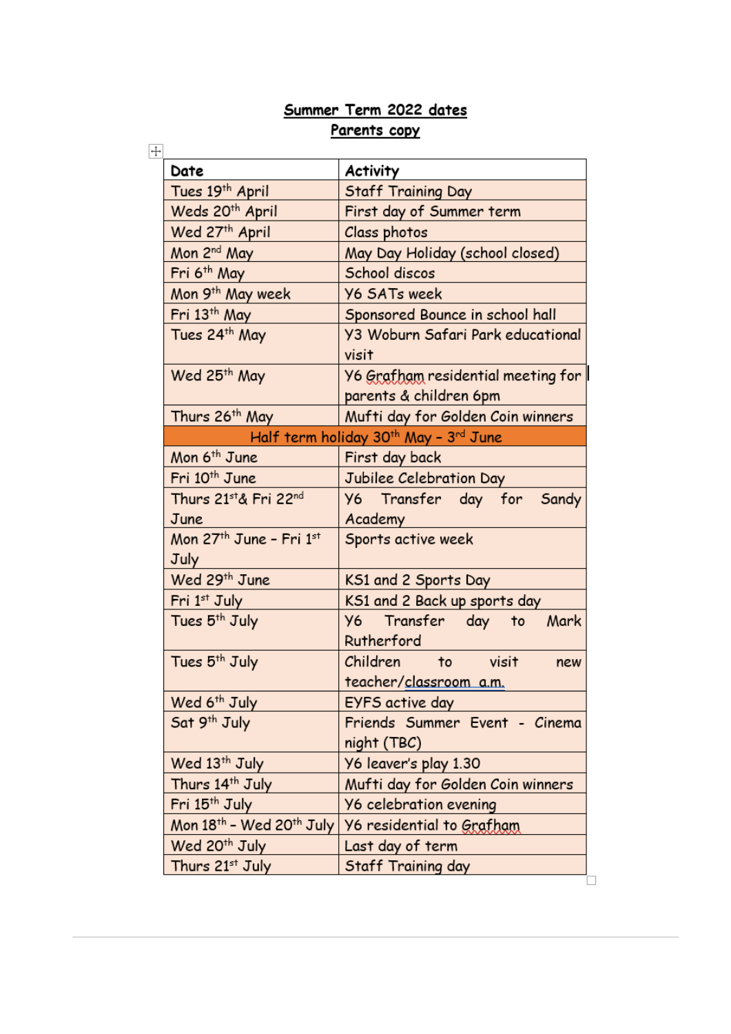# Summer Term 2022 dates
## Parents copy

| Date | Activity |
|---|---|
| Tues 19th April | Staff Training Day |
| Weds 20th April | First day of Summer term |
| Wed 27th April | Class photos |
| Mon 2nd May | May Day Holiday (school closed) |
| Fri 6th May | School discos |
| Mon 9th May week | Y6 SATs week |
| Fri 13th May | Sponsored Bounce in school hall |
| Tues 24th May | Y3 Woburn Safari Park educational visit |
| Wed 25th May | Y6 Grafham residential meeting for parents & children 6pm |
| Thurs 26th May | Mufti day for Golden Coin winners |
| Half term holiday 30th May – 3rd June | |
| Mon 6th June | First day back |
| Fri 10th June | Jubilee Celebration Day |
| Thurs 21st& Fri 22nd June | Y6 Transfer day for Sandy Academy |
| Mon 27th June – Fri 1st July | Sports active week |
| Wed 29th June | KS1 and 2 Sports Day |
| Fri 1st July | KS1 and 2 Back up sports day |
| Tues 5th July | Y6 Transfer day to Mark Rutherford |
| Tues 5th July | Children to visit new teacher/classroom a.m. |
| Wed 6th July | EYFS active day |
| Sat 9th July | Friends Summer Event - Cinema night (TBC) |
| Wed 13th July | Y6 leaver's play 1.30 |
| Thurs 14th July | Mufti day for Golden Coin winners |
| Fri 15th July | Y6 celebration evening |
| Mon 18th – Wed 20th July | Y6 residential to Grafham |
| Wed 20th July | Last day of term |
| Thurs 21st July | Staff Training day |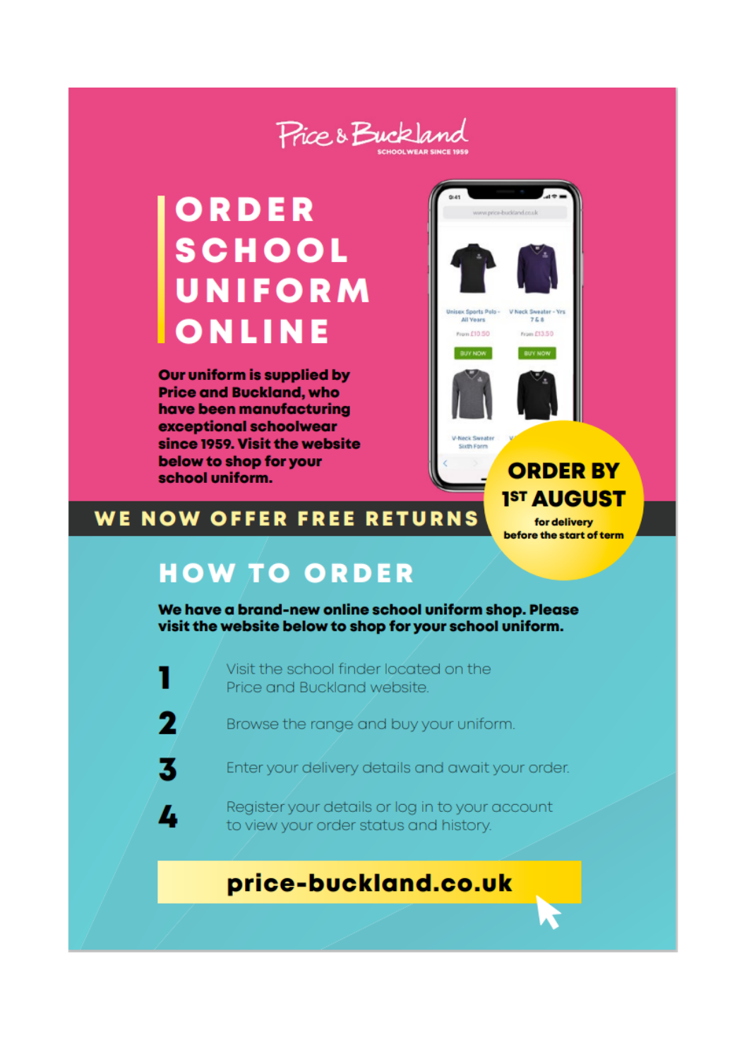Price & Buckland

SCHOOLWEAR SINCE 1959

# ORDER SCHOOL UNIFORM ONLINE

**Our uniform is supplied by Price and Buckland, who have been manufacturing exceptional schoolwear since 1959. Visit the website below to shop for your school uniform.**

**ORDER BY 1ST AUGUST**

**for delivery before the start of term**

**WE NOW OFFER FREE RETURNS**

## HOW TO ORDER

**We have a brand-new online school uniform shop. Please visit the website below to shop for your school uniform.**

1. Visit the school finder located on the Price and Buckland website.
2. Browse the range and buy your uniform.
3. Enter your delivery details and await your order.
4. Register your details or log in to your account to view your order status and history.

**price-buckland.co.uk**